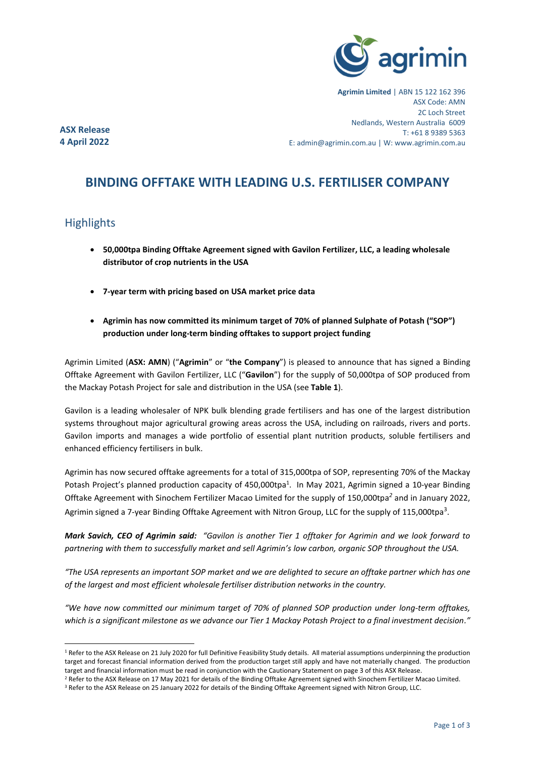**Agrimin Limited** | ABN 15 122 162 396
ASX Code: AMN
2C Loch Street
Nedlands, Western Australia 6009
T: +61 8 9389 5363
E: admin@agrimin.com.au | W: www.agrimin.com.au

**ASX Release**
**4 April 2022**

# BINDING OFFTAKE WITH LEADING U.S. FERTILISER COMPANY

## Highlights

- **50,000tpa Binding Offtake Agreement signed with Gavilon Fertilizer, LLC, a leading wholesale distributor of crop nutrients in the USA**
- **7-year term with pricing based on USA market price data**
- **Agrimin has now committed its minimum target of 70% of planned Sulphate of Potash ("SOP") production under long-term binding offtakes to support project funding**

Agrimin Limited (**ASX: AMN**) ("**Agrimin**" or "**the Company**") is pleased to announce that has signed a Binding Offtake Agreement with Gavilon Fertilizer, LLC ("**Gavilon**") for the supply of 50,000tpa of SOP produced from the Mackay Potash Project for sale and distribution in the USA (see **Table 1**).

Gavilon is a leading wholesaler of NPK bulk blending grade fertilisers and has one of the largest distribution systems throughout major agricultural growing areas across the USA, including on railroads, rivers and ports. Gavilon imports and manages a wide portfolio of essential plant nutrition products, soluble fertilisers and enhanced efficiency fertilisers in bulk.

Agrimin has now secured offtake agreements for a total of 315,000tpa of SOP, representing 70% of the Mackay Potash Project's planned production capacity of 450,000tpa[1]. In May 2021, Agrimin signed a 10-year Binding Offtake Agreement with Sinochem Fertilizer Macao Limited for the supply of 150,000tpa[2] and in January 2022, Agrimin signed a 7-year Binding Offtake Agreement with Nitron Group, LLC for the supply of 115,000tpa[3].

***Mark Savich, CEO of Agrimin said:*** *"Gavilon is another Tier 1 offtaker for Agrimin and we look forward to partnering with them to successfully market and sell Agrimin's low carbon, organic SOP throughout the USA.*

*"The USA represents an important SOP market and we are delighted to secure an offtake partner which has one of the largest and most efficient wholesale fertiliser distribution networks in the country.*

*"We have now committed our minimum target of 70% of planned SOP production under long-term offtakes, which is a significant milestone as we advance our Tier 1 Mackay Potash Project to a final investment decision."*

---

[1] Refer to the ASX Release on 21 July 2020 for full Definitive Feasibility Study details. All material assumptions underpinning the production target and forecast financial information derived from the production target still apply and have not materially changed. The production target and financial information must be read in conjunction with the Cautionary Statement on page 3 of this ASX Release.

[2] Refer to the ASX Release on 17 May 2021 for details of the Binding Offtake Agreement signed with Sinochem Fertilizer Macao Limited.

[3] Refer to the ASX Release on 25 January 2022 for details of the Binding Offtake Agreement signed with Nitron Group, LLC.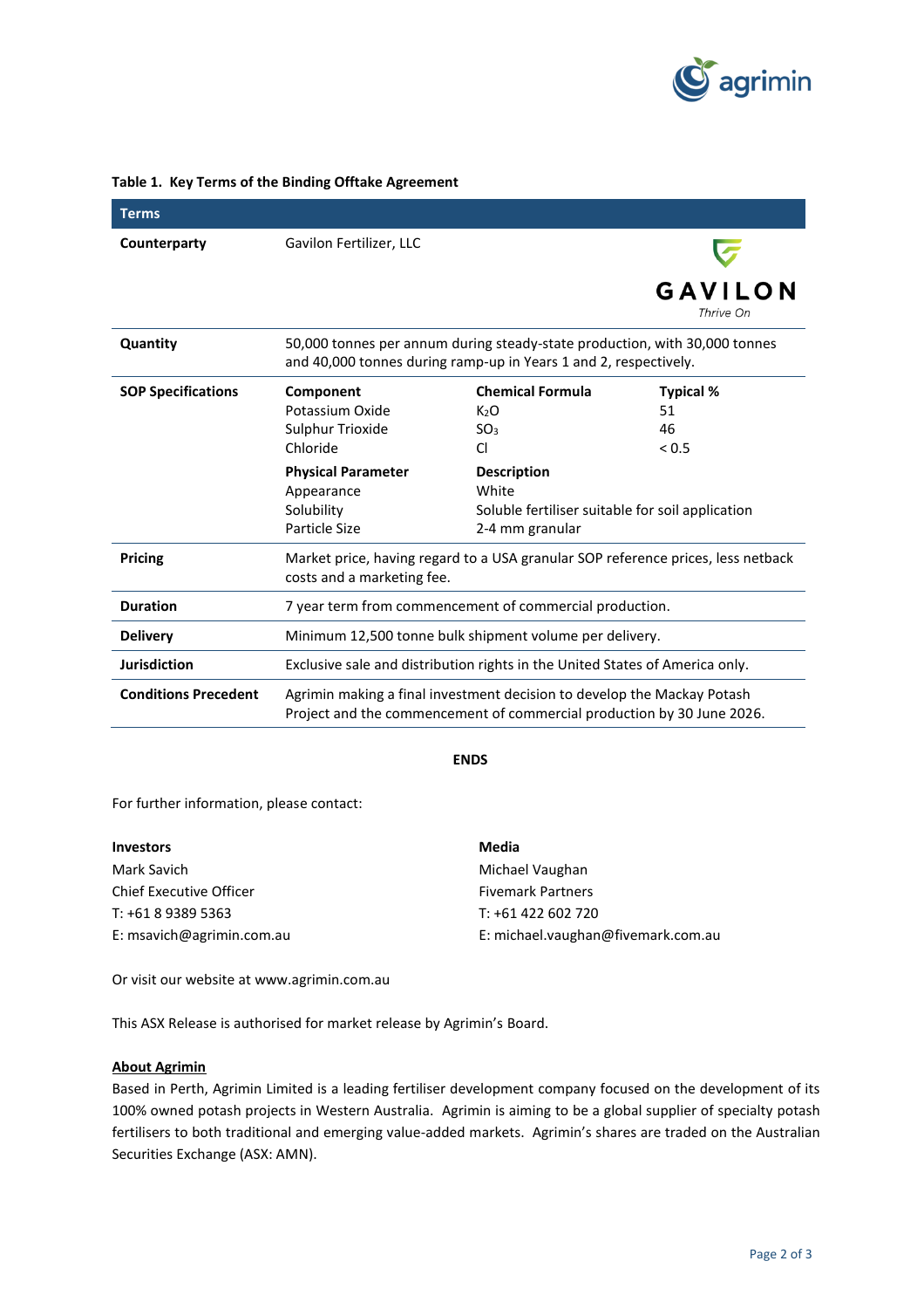**Table 1. Key Terms of the Binding Offtake Agreement**

| Terms | | | |
|---|---|---|---|
| **Counterparty** | Gavilon Fertilizer, LLC | | |
| **Quantity** | 50,000 tonnes per annum during steady-state production, with 30,000 tonnes and 40,000 tonnes during ramp-up in Years 1 and 2, respectively. | | |
| **SOP Specifications** | **Component** | **Chemical Formula** | **Typical %** |
| | Potassium Oxide | $K_2O$ | 51 |
| | Sulphur Trioxide | $SO_3$ | 46 |
| | Chloride | Cl | < 0.5 |
| | **Physical Parameter** | **Description** | |
| | Appearance | White | |
| | Solubility | Soluble fertiliser suitable for soil application | |
| | Particle Size | 2-4 mm granular | |
| **Pricing** | Market price, having regard to a USA granular SOP reference prices, less netback costs and a marketing fee. | | |
| **Duration** | 7 year term from commencement of commercial production. | | |
| **Delivery** | Minimum 12,500 tonne bulk shipment volume per delivery. | | |
| **Jurisdiction** | Exclusive sale and distribution rights in the United States of America only. | | |
| **Conditions Precedent** | Agrimin making a final investment decision to develop the Mackay Potash Project and the commencement of commercial production by 30 June 2026. | | |

**ENDS**

For further information, please contact:

**Investors**
Mark Savich
Chief Executive Officer
T: +61 8 9389 5363
E: msavich@agrimin.com.au

**Media**
Michael Vaughan
Fivemark Partners
T: +61 422 602 720
E: michael.vaughan@fivemark.com.au

Or visit our website at www.agrimin.com.au

This ASX Release is authorised for market release by Agrimin's Board.

**About Agrimin**

Based in Perth, Agrimin Limited is a leading fertiliser development company focused on the development of its 100% owned potash projects in Western Australia. Agrimin is aiming to be a global supplier of specialty potash fertilisers to both traditional and emerging value-added markets. Agrimin's shares are traded on the Australian Securities Exchange (ASX: AMN).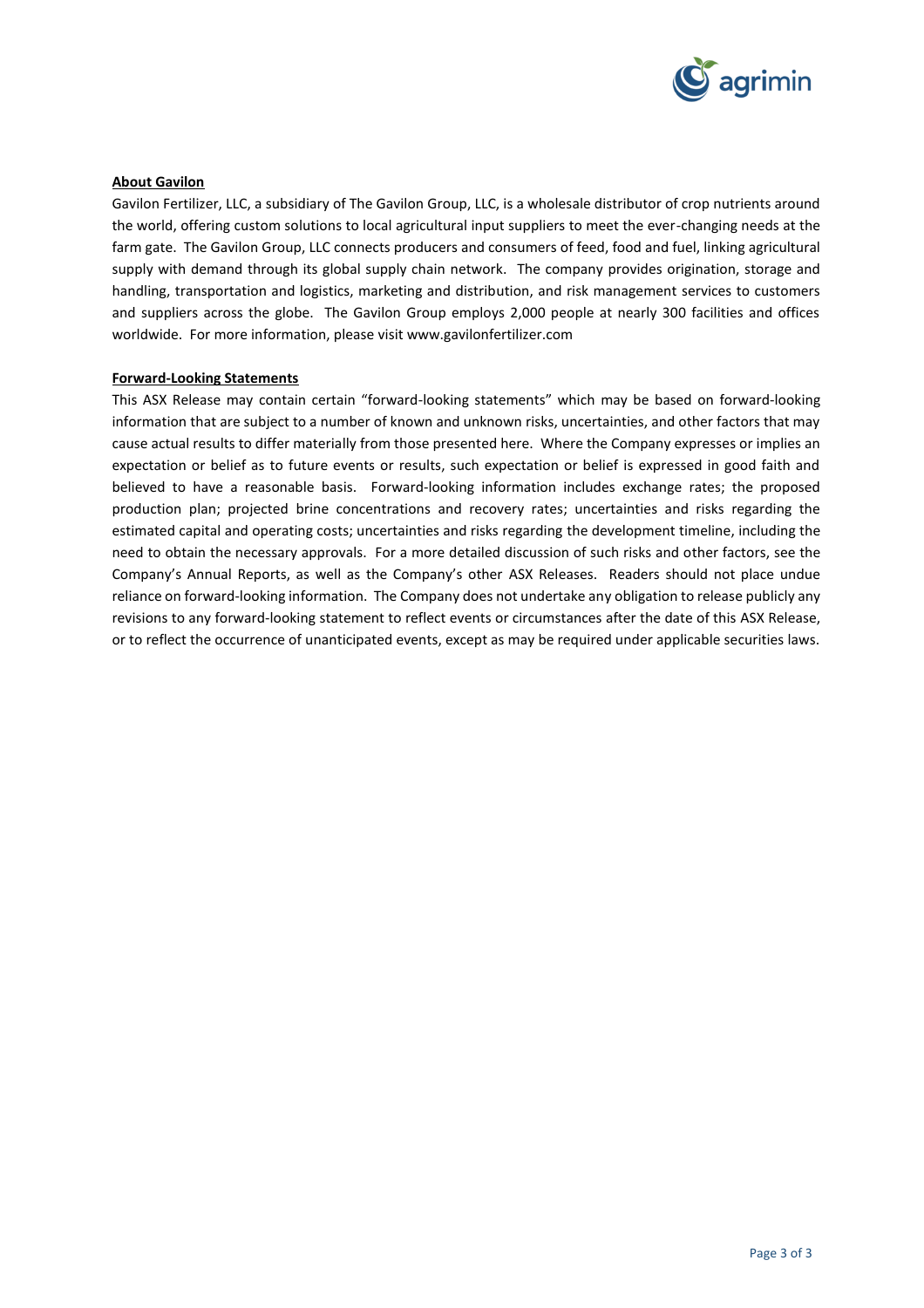**About Gavilon**

Gavilon Fertilizer, LLC, a subsidiary of The Gavilon Group, LLC, is a wholesale distributor of crop nutrients around the world, offering custom solutions to local agricultural input suppliers to meet the ever-changing needs at the farm gate. The Gavilon Group, LLC connects producers and consumers of feed, food and fuel, linking agricultural supply with demand through its global supply chain network. The company provides origination, storage and handling, transportation and logistics, marketing and distribution, and risk management services to customers and suppliers across the globe. The Gavilon Group employs 2,000 people at nearly 300 facilities and offices worldwide. For more information, please visit www.gavilonfertilizer.com

**Forward-Looking Statements**

This ASX Release may contain certain "forward-looking statements" which may be based on forward-looking information that are subject to a number of known and unknown risks, uncertainties, and other factors that may cause actual results to differ materially from those presented here. Where the Company expresses or implies an expectation or belief as to future events or results, such expectation or belief is expressed in good faith and believed to have a reasonable basis. Forward-looking information includes exchange rates; the proposed production plan; projected brine concentrations and recovery rates; uncertainties and risks regarding the estimated capital and operating costs; uncertainties and risks regarding the development timeline, including the need to obtain the necessary approvals. For a more detailed discussion of such risks and other factors, see the Company's Annual Reports, as well as the Company's other ASX Releases. Readers should not place undue reliance on forward-looking information. The Company does not undertake any obligation to release publicly any revisions to any forward-looking statement to reflect events or circumstances after the date of this ASX Release, or to reflect the occurrence of unanticipated events, except as may be required under applicable securities laws.